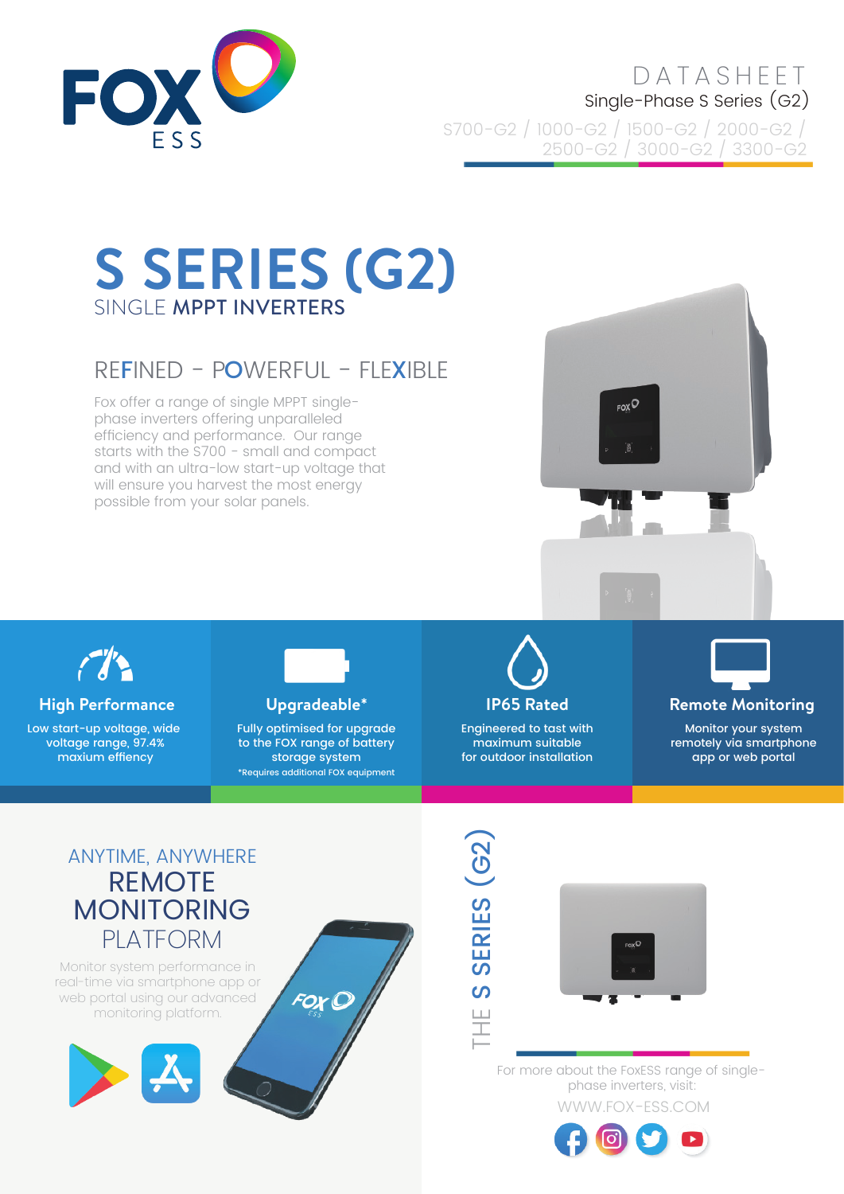DATASHEET

Single-Phase S Series (G2)

S700-G2 / 1000-G2 / 1500-G2 / 2000-G2 / 2500-G2 / 3000-G2 / 3300-G2

# S SERIES (G2)

SINGLE **MPPT INVERTERS**

## REFINED - POWERFUL - FLEXIBLE

Fox offer a range of single MPPT single-phase inverters offering unparalleled efficiency and performance. Our range starts with the S700 - small and compact and with an ultra-low start-up voltage that will ensure you harvest the most energy possible from your solar panels.

### High Performance

Low start-up voltage, wide voltage range, 97.4% maxium effiency

### Upgradeable*

Fully optimised for upgrade to the FOX range of battery storage system

*Requires additional FOX equipment

### IP65 Rated

Engineered to tast with maximum suitable for outdoor installation

### Remote Monitoring

Monitor your system remotely via smartphone app or web portal

## ANYTIME, ANYWHERE REMOTE MONITORING PLATFORM

Monitor system performance in real-time via smartphone app or web portal using our advanced monitoring platform.

THE S SERIES (G2)

For more about the FoxESS range of single-phase inverters, visit:

WWW.FOX-ESS.COM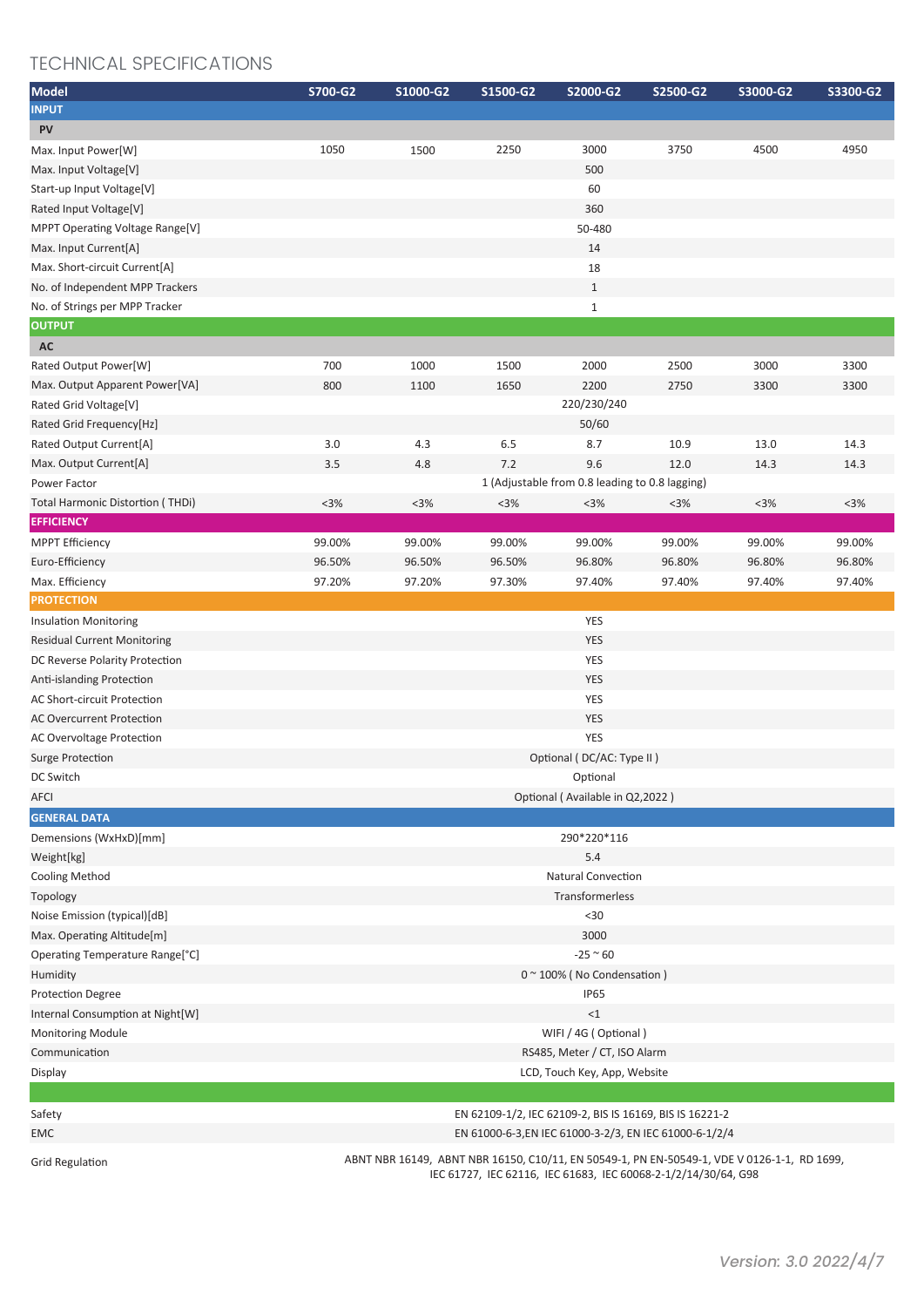## TECHNICAL SPECIFICATIONS

| Model | S700-G2 | S1000-G2 | S1500-G2 | S2000-G2 | S2500-G2 | S3000-G2 | S3300-G2 |
|---|---|---|---|---|---|---|---|
| **INPUT** | | | | | | | |
| **PV** | | | | | | | |
| Max. Input Power[W] | 1050 | 1500 | 2250 | 3000 | 3750 | 4500 | 4950 |
| Max. Input Voltage[V] | | | | 500 | | | |
| Start-up Input Voltage[V] | | | | 60 | | | |
| Rated Input Voltage[V] | | | | 360 | | | |
| MPPT Operating Voltage Range[V] | | | | 50-480 | | | |
| Max. Input Current[A] | | | | 14 | | | |
| Max. Short-circuit Current[A] | | | | 18 | | | |
| No. of Independent MPP Trackers | | | | 1 | | | |
| No. of Strings per MPP Tracker | | | | 1 | | | |
| **OUTPUT** | | | | | | | |
| **AC** | | | | | | | |
| Rated Output Power[W] | 700 | 1000 | 1500 | 2000 | 2500 | 3000 | 3300 |
| Max. Output Apparent Power[VA] | 800 | 1100 | 1650 | 2200 | 2750 | 3300 | 3300 |
| Rated Grid Voltage[V] | | | | 220/230/240 | | | |
| Rated Grid Frequency[Hz] | | | | 50/60 | | | |
| Rated Output Current[A] | 3.0 | 4.3 | 6.5 | 8.7 | 10.9 | 13.0 | 14.3 |
| Max. Output Current[A] | 3.5 | 4.8 | 7.2 | 9.6 | 12.0 | 14.3 | 14.3 |
| Power Factor | | | | 1 (Adjustable from 0.8 leading to 0.8 lagging) | | | |
| Total Harmonic Distortion ( THDi) | <3% | <3% | <3% | <3% | <3% | <3% | <3% |
| **EFFICIENCY** | | | | | | | |
| MPPT Efficiency | 99.00% | 99.00% | 99.00% | 99.00% | 99.00% | 99.00% | 99.00% |
| Euro-Efficiency | 96.50% | 96.50% | 96.50% | 96.80% | 96.80% | 96.80% | 96.80% |
| Max. Efficiency | 97.20% | 97.20% | 97.30% | 97.40% | 97.40% | 97.40% | 97.40% |
| **PROTECTION** | | | | | | | |
| Insulation Monitoring | | | | YES | | | |
| Residual Current Monitoring | | | | YES | | | |
| DC Reverse Polarity Protection | | | | YES | | | |
| Anti-islanding Protection | | | | YES | | | |
| AC Short-circuit Protection | | | | YES | | | |
| AC Overcurrent Protection | | | | YES | | | |
| AC Overvoltage Protection | | | | YES | | | |
| Surge Protection | | | | Optional ( DC/AC: Type II ) | | | |
| DC Switch | | | | Optional | | | |
| AFCI | | | | Optional ( Available in Q2,2022 ) | | | |
| **GENERAL DATA** | | | | | | | |
| Demensions (WxHxD)[mm] | | | | 290*220*116 | | | |
| Weight[kg] | | | | 5.4 | | | |
| Cooling Method | | | | Natural Convection | | | |
| Topology | | | | Transformerless | | | |
| Noise Emission (typical)[dB] | | | | <30 | | | |
| Max. Operating Altitude[m] | | | | 3000 | | | |
| Operating Temperature Range[°C] | | | | -25 ~ 60 | | | |
| Humidity | | | | 0 ~ 100% ( No Condensation ) | | | |
| Protection Degree | | | | IP65 | | | |
| Internal Consumption at Night[W] | | | | <1 | | | |
| Monitoring Module | | | | WIFI / 4G ( Optional ) | | | |
| Communication | | | | RS485, Meter / CT, ISO Alarm | | | |
| Display | | | | LCD, Touch Key, App, Website | | | |
| | | | | | | | |
| Safety | | | | EN 62109-1/2, IEC 62109-2, BIS IS 16169, BIS IS 16221-2 | | | |
| EMC | | | | EN 61000-6-3,EN IEC 61000-3-2/3, EN IEC 61000-6-1/2/4 | | | |
| Grid Regulation | | | | ABNT NBR 16149, ABNT NBR 16150, C10/11, EN 50549-1, PN EN-50549-1, VDE V 0126-1-1, RD 1699, IEC 61727, IEC 62116, IEC 61683, IEC 60068-2-1/2/14/30/64, G98 | | | |

*Version: 3.0 2022/4/7*